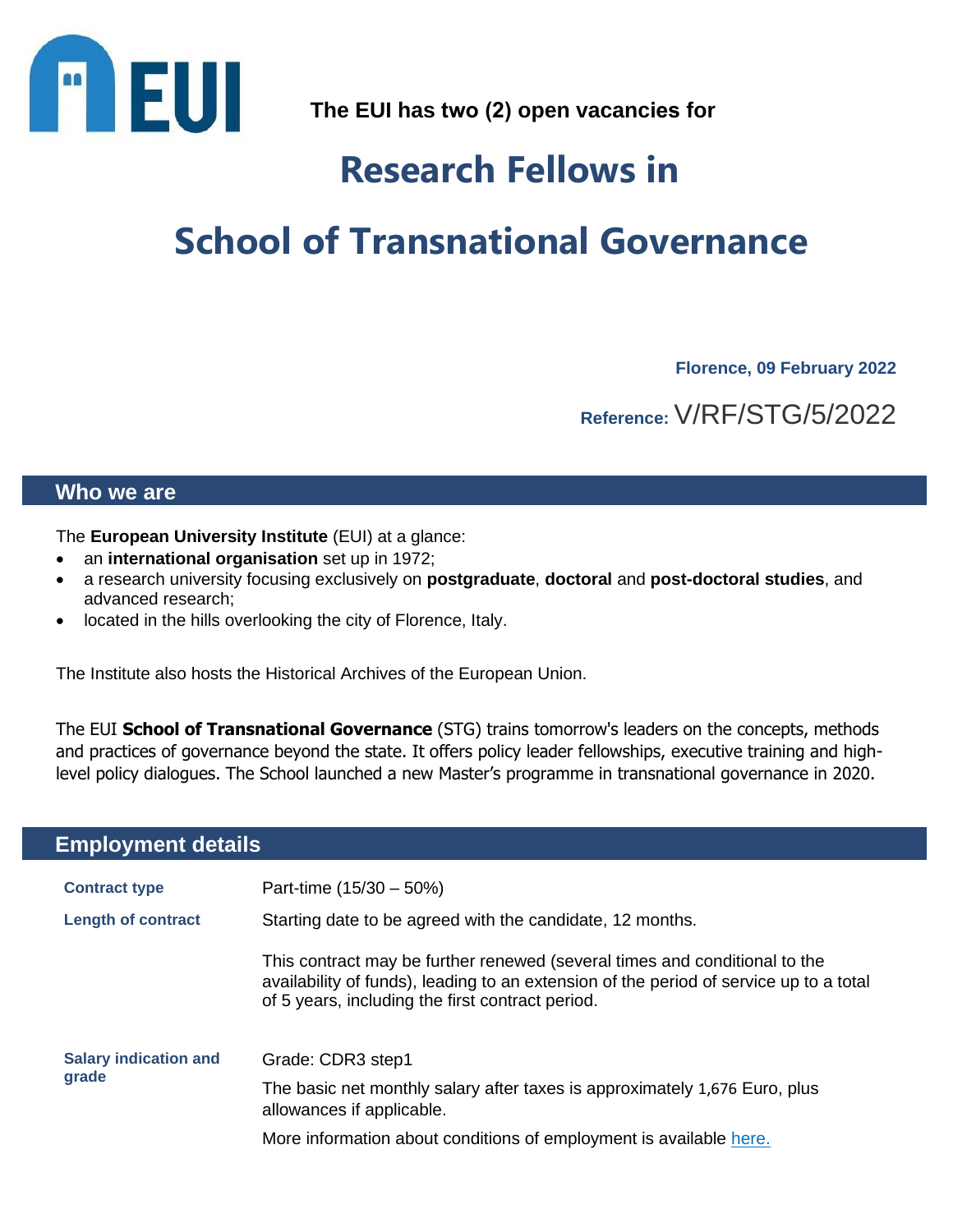**The EUI has two (2) open vacancies for**

# Research Fellows in

# School of Transnational Governance

**Florence, 09 February 2022**

**Reference:** V/RF/STG/5/2022

## Who we are

The **European University Institute** (EUI) at a glance:

- an **international organisation** set up in 1972;
- a research university focusing exclusively on **postgraduate**, **doctoral** and **post-doctoral studies**, and advanced research;
- located in the hills overlooking the city of Florence, Italy.

The Institute also hosts the Historical Archives of the European Union.

The EUI **School of Transnational Governance** (STG) trains tomorrow's leaders on the concepts, methods and practices of governance beyond the state. It offers policy leader fellowships, executive training and high-level policy dialogues. The School launched a new Master's programme in transnational governance in 2020.

## Employment details

| | |
|---|---|
| **Contract type** | Part-time (15/30 – 50%) |
| **Length of contract** | Starting date to be agreed with the candidate, 12 months.<br><br>This contract may be further renewed (several times and conditional to the availability of funds), leading to an extension of the period of service up to a total of 5 years, including the first contract period. |
| **Salary indication and grade** | Grade: CDR3 step1<br><br>The basic net monthly salary after taxes is approximately 1,676 Euro, plus allowances if applicable.<br><br>More information about conditions of employment is available here. |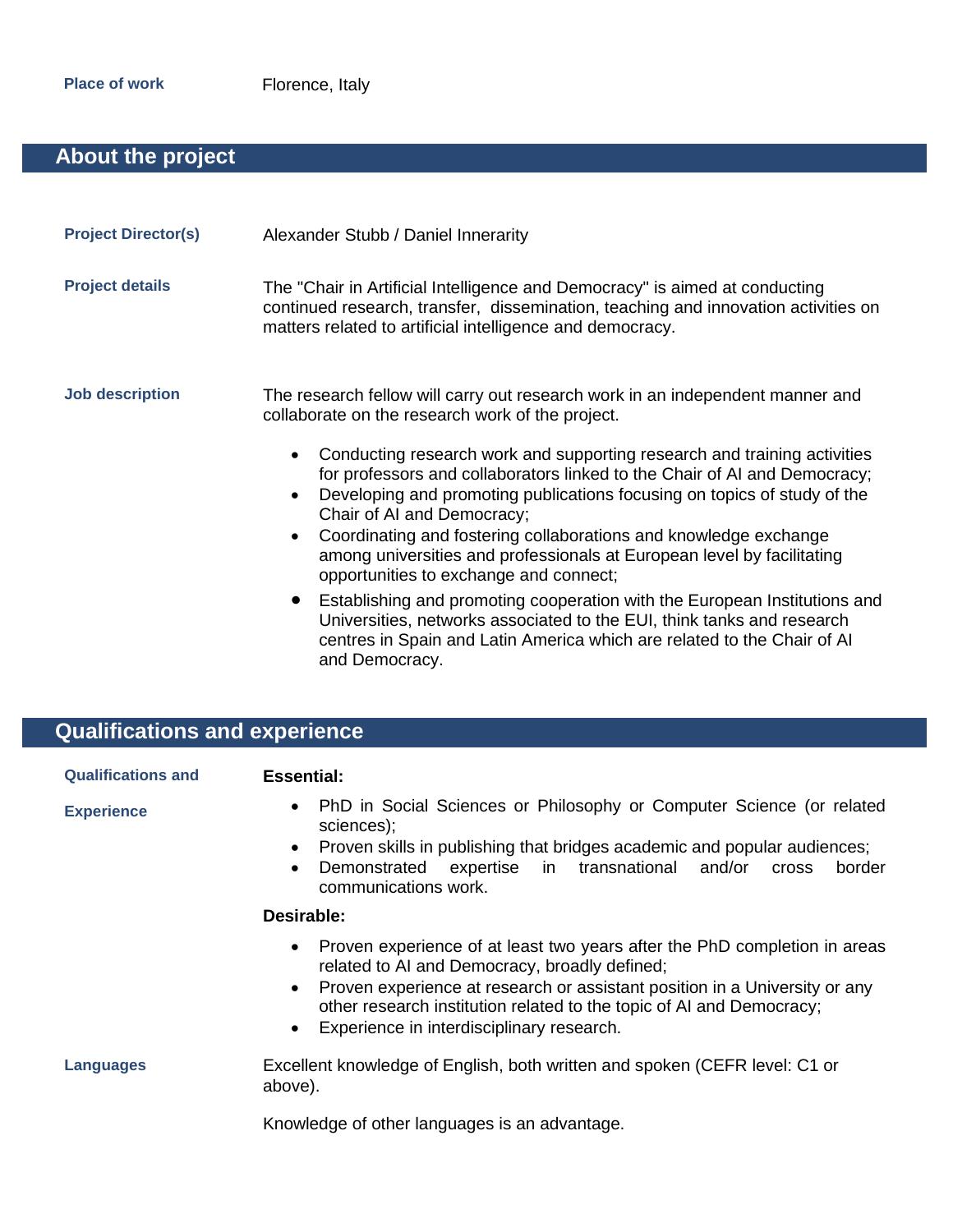**Place of work** Florence, Italy

## About the project

**Project Director(s)** Alexander Stubb / Daniel Innerarity

**Project details** The "Chair in Artificial Intelligence and Democracy" is aimed at conducting continued research, transfer, dissemination, teaching and innovation activities on matters related to artificial intelligence and democracy.

**Job description** The research fellow will carry out research work in an independent manner and collaborate on the research work of the project.

- Conducting research work and supporting research and training activities for professors and collaborators linked to the Chair of AI and Democracy;
- Developing and promoting publications focusing on topics of study of the Chair of AI and Democracy;
- Coordinating and fostering collaborations and knowledge exchange among universities and professionals at European level by facilitating opportunities to exchange and connect;
- Establishing and promoting cooperation with the European Institutions and Universities, networks associated to the EUI, think tanks and research centres in Spain and Latin America which are related to the Chair of AI and Democracy.

## Qualifications and experience

**Qualifications and Experience**

**Essential:**

- PhD in Social Sciences or Philosophy or Computer Science (or related sciences);
- Proven skills in publishing that bridges academic and popular audiences;
- Demonstrated expertise in transnational and/or cross border communications work.

**Desirable:**

- Proven experience of at least two years after the PhD completion in areas related to AI and Democracy, broadly defined;
- Proven experience at research or assistant position in a University or any other research institution related to the topic of AI and Democracy;
- Experience in interdisciplinary research.

**Languages** Excellent knowledge of English, both written and spoken (CEFR level: C1 or above).

Knowledge of other languages is an advantage.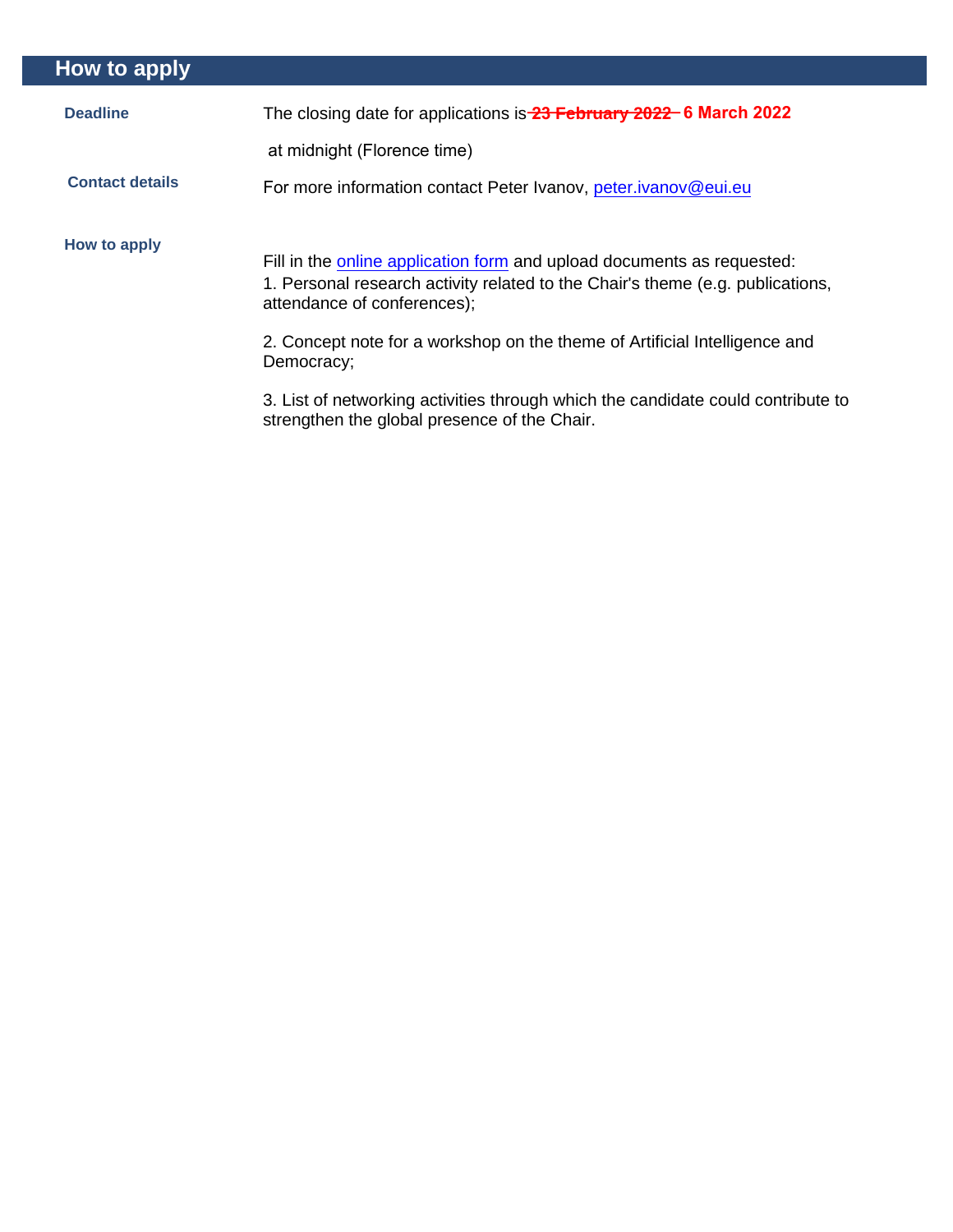## How to apply

| | |
|---|---|
| **Deadline** | The closing date for applications is ~~23 February 2022~~ **6 March 2022** at midnight (Florence time) |
| **Contact details** | For more information contact Peter Ivanov, peter.ivanov@eui.eu |
| **How to apply** | Fill in the online application form and upload documents as requested:<br>1. Personal research activity related to the Chair's theme (e.g. publications, attendance of conferences);<br><br>2. Concept note for a workshop on the theme of Artificial Intelligence and Democracy;<br><br>3. List of networking activities through which the candidate could contribute to strengthen the global presence of the Chair. |